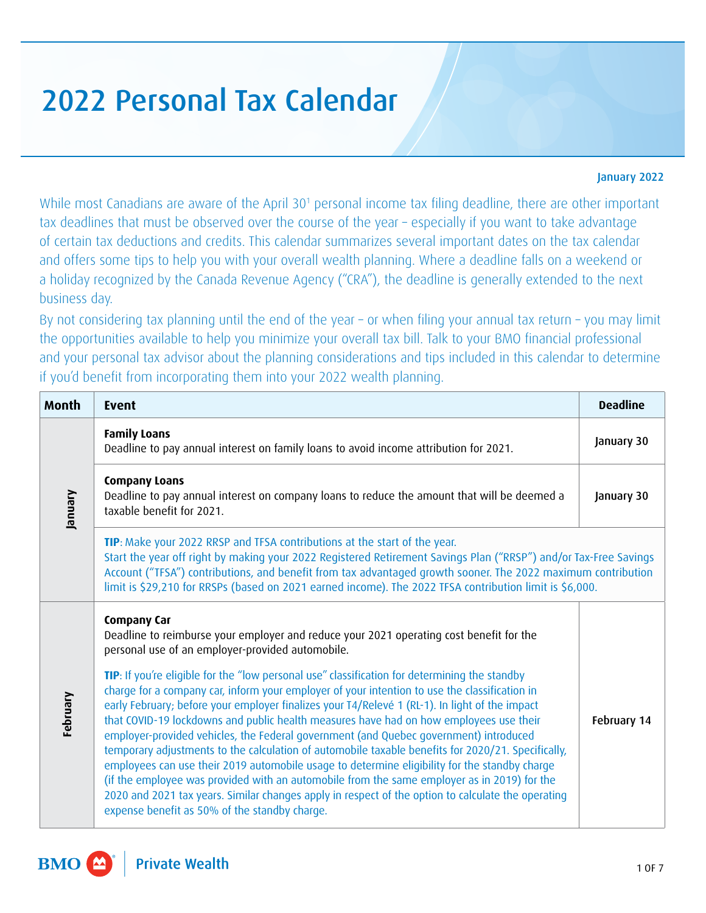# 2022 Personal Tax Calendar

January 2022

While most Canadians are aware of the April 30[1] personal income tax filing deadline, there are other important tax deadlines that must be observed over the course of the year – especially if you want to take advantage of certain tax deductions and credits. This calendar summarizes several important dates on the tax calendar and offers some tips to help you with your overall wealth planning. Where a deadline falls on a weekend or a holiday recognized by the Canada Revenue Agency ("CRA"), the deadline is generally extended to the next business day.

By not considering tax planning until the end of the year – or when filing your annual tax return – you may limit the opportunities available to help you minimize your overall tax bill. Talk to your BMO financial professional and your personal tax advisor about the planning considerations and tips included in this calendar to determine if you'd benefit from incorporating them into your 2022 wealth planning.

| Month | Event | Deadline |
|---|---|---|
| January | **Family Loans**<br>Deadline to pay annual interest on family loans to avoid income attribution for 2021. | January 30 |
| | **Company Loans**<br>Deadline to pay annual interest on company loans to reduce the amount that will be deemed a taxable benefit for 2021. | January 30 |
| | **TIP**: Make your 2022 RRSP and TFSA contributions at the start of the year.<br>Start the year off right by making your 2022 Registered Retirement Savings Plan ("RRSP") and/or Tax-Free Savings Account ("TFSA") contributions, and benefit from tax advantaged growth sooner. The 2022 maximum contribution limit is $29,210 for RRSPs (based on 2021 earned income). The 2022 TFSA contribution limit is $6,000. | |
| February | **Company Car**<br>Deadline to reimburse your employer and reduce your 2021 operating cost benefit for the personal use of an employer-provided automobile.<br><br>**TIP**: If you're eligible for the "low personal use" classification for determining the standby charge for a company car, inform your employer of your intention to use the classification in early February; before your employer finalizes your T4/Relevé 1 (RL-1). In light of the impact that COVID-19 lockdowns and public health measures have had on how employees use their employer-provided vehicles, the Federal government (and Quebec government) introduced temporary adjustments to the calculation of automobile taxable benefits for 2020/21. Specifically, employees can use their 2019 automobile usage to determine eligibility for the standby charge (if the employee was provided with an automobile from the same employer as in 2019) for the 2020 and 2021 tax years. Similar changes apply in respect of the option to calculate the operating expense benefit as 50% of the standby charge. | February 14 |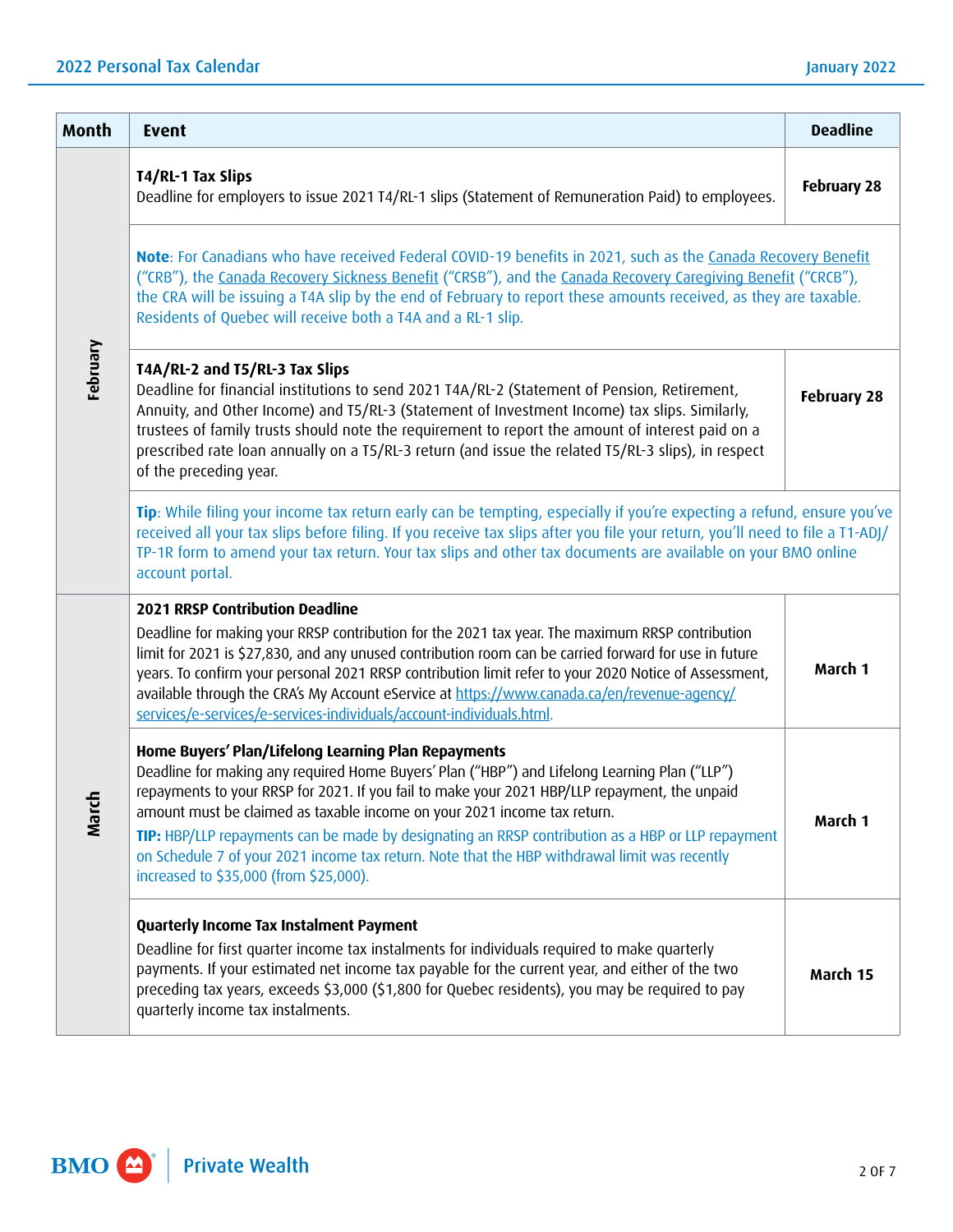| Month | Event | Deadline |
|---|---|---|
| February | **T4/RL-1 Tax Slips**<br>Deadline for employers to issue 2021 T4/RL-1 slips (Statement of Remuneration Paid) to employees. | **February 28** |
| | **Note**: For Canadians who have received Federal COVID-19 benefits in 2021, such as the Canada Recovery Benefit ("CRB"), the Canada Recovery Sickness Benefit ("CRSB"), and the Canada Recovery Caregiving Benefit ("CRCB"), the CRA will be issuing a T4A slip by the end of February to report these amounts received, as they are taxable. Residents of Quebec will receive both a T4A and a RL-1 slip. | |
| | **T4A/RL-2 and T5/RL-3 Tax Slips**<br>Deadline for financial institutions to send 2021 T4A/RL-2 (Statement of Pension, Retirement, Annuity, and Other Income) and T5/RL-3 (Statement of Investment Income) tax slips. Similarly, trustees of family trusts should note the requirement to report the amount of interest paid on a prescribed rate loan annually on a T5/RL-3 return (and issue the related T5/RL-3 slips), in respect of the preceding year. | **February 28** |
| | **Tip**: While filing your income tax return early can be tempting, especially if you're expecting a refund, ensure you've received all your tax slips before filing. If you receive tax slips after you file your return, you'll need to file a T1-ADJ/TP-1R form to amend your tax return. Your tax slips and other tax documents are available on your BMO online account portal. | |
| March | **2021 RRSP Contribution Deadline**<br>Deadline for making your RRSP contribution for the 2021 tax year. The maximum RRSP contribution limit for 2021 is $27,830, and any unused contribution room can be carried forward for use in future years. To confirm your personal 2021 RRSP contribution limit refer to your 2020 Notice of Assessment, available through the CRA's My Account eService at https://www.canada.ca/en/revenue-agency/services/e-services/e-services-individuals/account-individuals.html. | **March 1** |
| | **Home Buyers' Plan/Lifelong Learning Plan Repayments**<br>Deadline for making any required Home Buyers' Plan ("HBP") and Lifelong Learning Plan ("LLP") repayments to your RRSP for 2021. If you fail to make your 2021 HBP/LLP repayment, the unpaid amount must be claimed as taxable income on your 2021 income tax return.<br>**TIP:** HBP/LLP repayments can be made by designating an RRSP contribution as a HBP or LLP repayment on Schedule 7 of your 2021 income tax return. Note that the HBP withdrawal limit was recently increased to $35,000 (from $25,000). | **March 1** |
| | **Quarterly Income Tax Instalment Payment**<br>Deadline for first quarter income tax instalments for individuals required to make quarterly payments. If your estimated net income tax payable for the current year, and either of the two preceding tax years, exceeds $3,000 ($1,800 for Quebec residents), you may be required to pay quarterly income tax instalments. | **March 15** |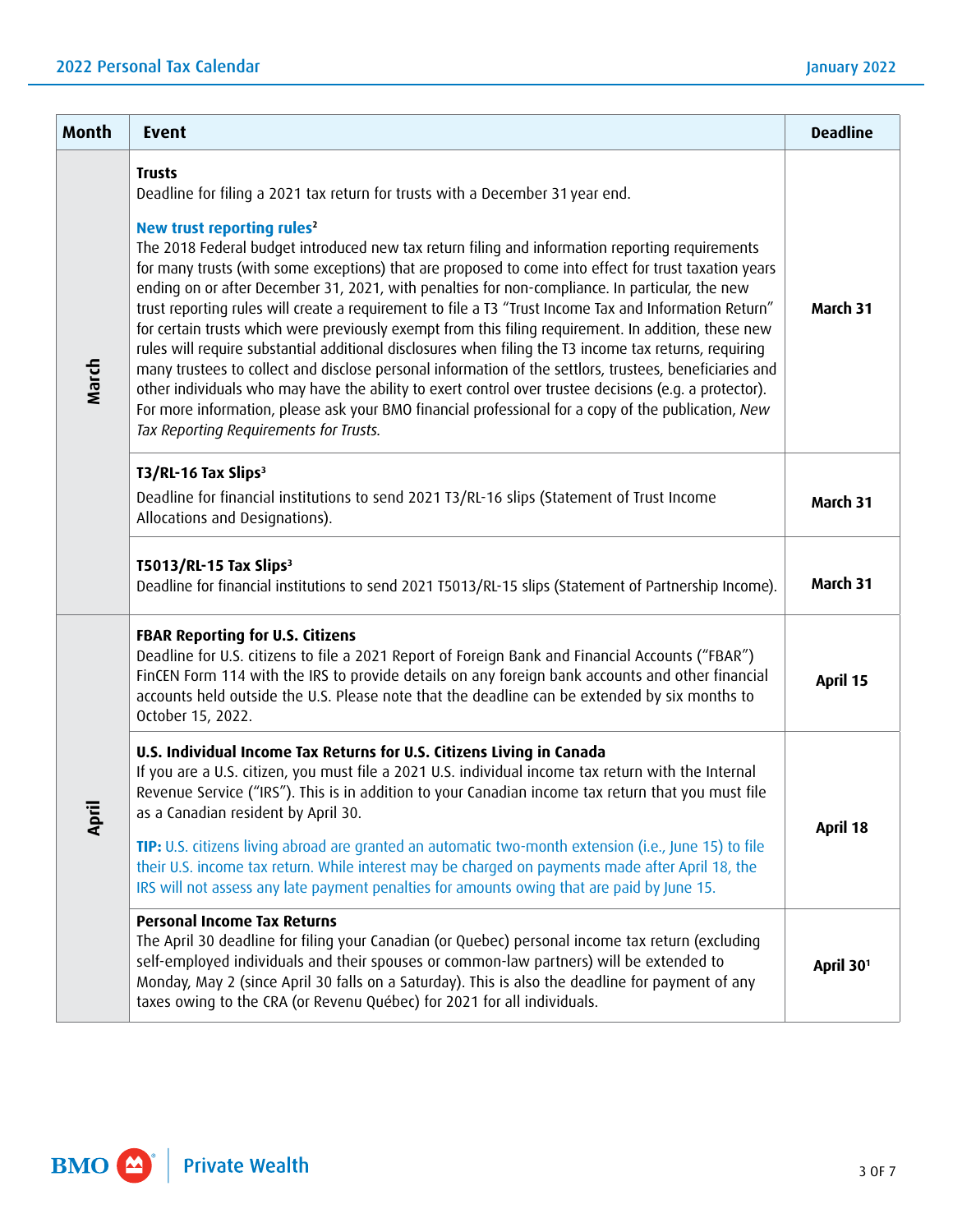| Month | Event | Deadline |
| --- | --- | --- |
| March | **Trusts**<br>Deadline for filing a 2021 tax return for trusts with a December 31 year end.<br><br>**New trust reporting rules[2]**<br>The 2018 Federal budget introduced new tax return filing and information reporting requirements for many trusts (with some exceptions) that are proposed to come into effect for trust taxation years ending on or after December 31, 2021, with penalties for non-compliance. In particular, the new trust reporting rules will create a requirement to file a T3 "Trust Income Tax and Information Return" for certain trusts which were previously exempt from this filing requirement. In addition, these new rules will require substantial additional disclosures when filing the T3 income tax returns, requiring many trustees to collect and disclose personal information of the settlors, trustees, beneficiaries and other individuals who may have the ability to exert control over trustee decisions (e.g. a protector). For more information, please ask your BMO financial professional for a copy of the publication, *New Tax Reporting Requirements for Trusts.* | **March 31** |
| | **T3/RL-16 Tax Slips[3]**<br>Deadline for financial institutions to send 2021 T3/RL-16 slips (Statement of Trust Income Allocations and Designations). | **March 31** |
| | **T5013/RL-15 Tax Slips[3]**<br>Deadline for financial institutions to send 2021 T5013/RL-15 slips (Statement of Partnership Income). | **March 31** |
| April | **FBAR Reporting for U.S. Citizens**<br>Deadline for U.S. citizens to file a 2021 Report of Foreign Bank and Financial Accounts ("FBAR") FinCEN Form 114 with the IRS to provide details on any foreign bank accounts and other financial accounts held outside the U.S. Please note that the deadline can be extended by six months to October 15, 2022. | **April 15** |
| | **U.S. Individual Income Tax Returns for U.S. Citizens Living in Canada**<br>If you are a U.S. citizen, you must file a 2021 U.S. individual income tax return with the Internal Revenue Service ("IRS"). This is in addition to your Canadian income tax return that you must file as a Canadian resident by April 30.<br><br>**TIP:** U.S. citizens living abroad are granted an automatic two-month extension (i.e., June 15) to file their U.S. income tax return. While interest may be charged on payments made after April 18, the IRS will not assess any late payment penalties for amounts owing that are paid by June 15. | **April 18** |
| | **Personal Income Tax Returns**<br>The April 30 deadline for filing your Canadian (or Quebec) personal income tax return (excluding self-employed individuals and their spouses or common-law partners) will be extended to Monday, May 2 (since April 30 falls on a Saturday). This is also the deadline for payment of any taxes owing to the CRA (or Revenu Québec) for 2021 for all individuals. | **April 30[1]** |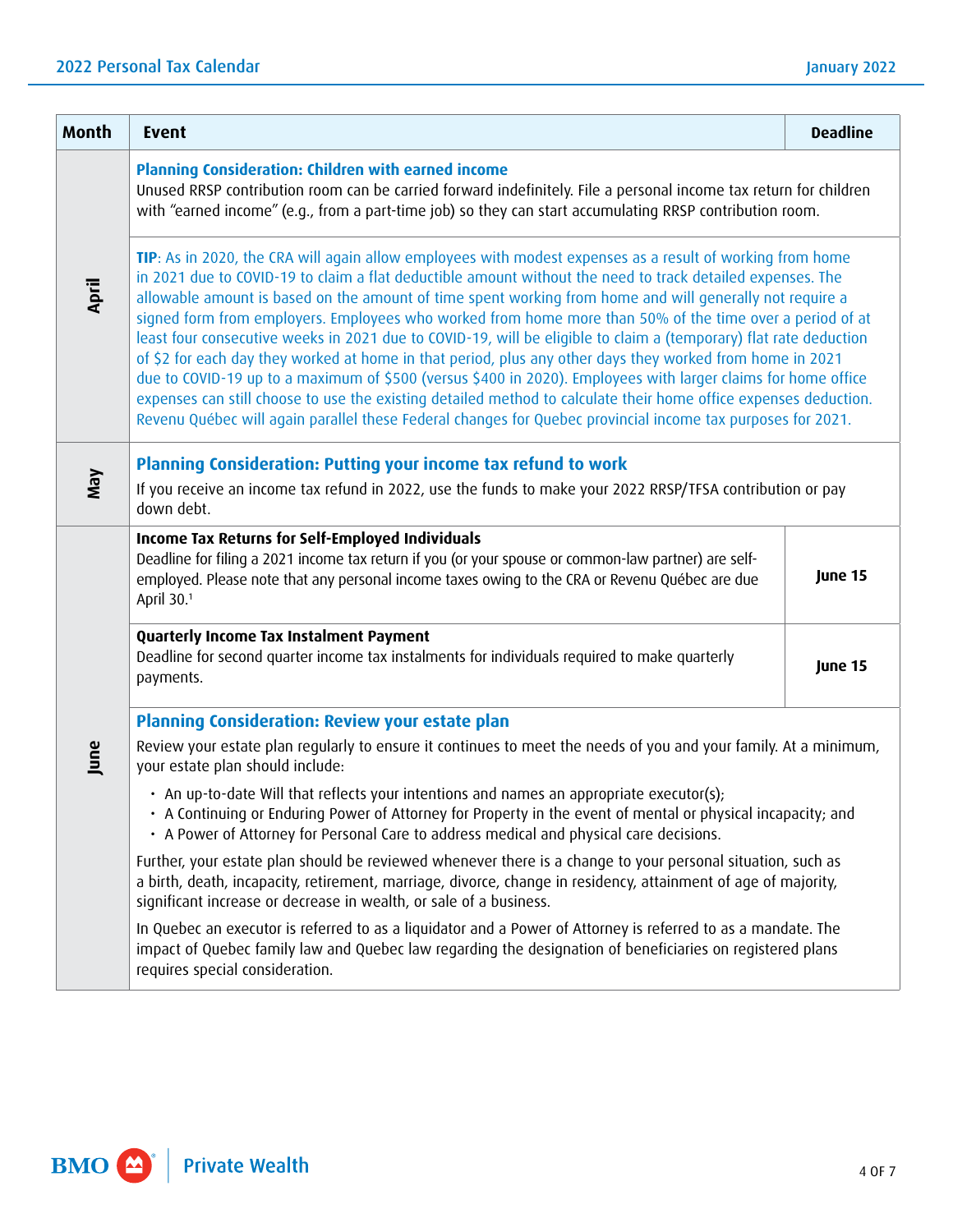| Month | Event | Deadline |
|---|---|---|
| April | **Planning Consideration: Children with earned income**<br>Unused RRSP contribution room can be carried forward indefinitely. File a personal income tax return for children with "earned income" (e.g., from a part-time job) so they can start accumulating RRSP contribution room. | |
| | **TIP**: As in 2020, the CRA will again allow employees with modest expenses as a result of working from home in 2021 due to COVID-19 to claim a flat deductible amount without the need to track detailed expenses. The allowable amount is based on the amount of time spent working from home and will generally not require a signed form from employers. Employees who worked from home more than 50% of the time over a period of at least four consecutive weeks in 2021 due to COVID-19, will be eligible to claim a (temporary) flat rate deduction of $2 for each day they worked at home in that period, plus any other days they worked from home in 2021 due to COVID-19 up to a maximum of $500 (versus $400 in 2020). Employees with larger claims for home office expenses can still choose to use the existing detailed method to calculate their home office expenses deduction. Revenu Québec will again parallel these Federal changes for Quebec provincial income tax purposes for 2021. | |
| May | **Planning Consideration: Putting your income tax refund to work**<br>If you receive an income tax refund in 2022, use the funds to make your 2022 RRSP/TFSA contribution or pay down debt. | |
| June | **Income Tax Returns for Self-Employed Individuals**<br>Deadline for filing a 2021 income tax return if you (or your spouse or common-law partner) are self-employed. Please note that any personal income taxes owing to the CRA or Revenu Québec are due April 30.[1] | **June 15** |
| | **Quarterly Income Tax Instalment Payment**<br>Deadline for second quarter income tax instalments for individuals required to make quarterly payments. | **June 15** |
| | **Planning Consideration: Review your estate plan**<br>Review your estate plan regularly to ensure it continues to meet the needs of you and your family. At a minimum, your estate plan should include:<br>• An up-to-date Will that reflects your intentions and names an appropriate executor(s);<br>• A Continuing or Enduring Power of Attorney for Property in the event of mental or physical incapacity; and<br>• A Power of Attorney for Personal Care to address medical and physical care decisions.<br>Further, your estate plan should be reviewed whenever there is a change to your personal situation, such as a birth, death, incapacity, retirement, marriage, divorce, change in residency, attainment of age of majority, significant increase or decrease in wealth, or sale of a business.<br>In Quebec an executor is referred to as a liquidator and a Power of Attorney is referred to as a mandate. The impact of Quebec family law and Quebec law regarding the designation of beneficiaries on registered plans requires special consideration. | |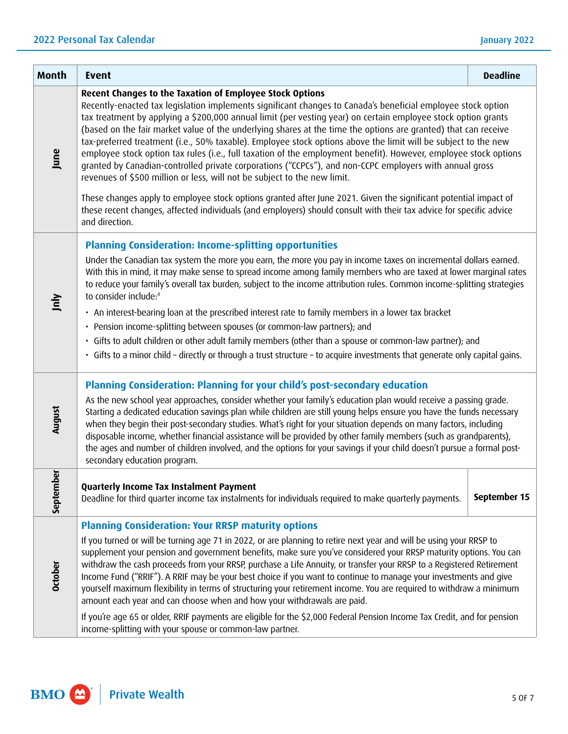| Month | Event | Deadline |
| --- | --- | --- |
| June | **Recent Changes to the Taxation of Employee Stock Options**<br>Recently-enacted tax legislation implements significant changes to Canada's beneficial employee stock option tax treatment by applying a $200,000 annual limit (per vesting year) on certain employee stock option grants (based on the fair market value of the underlying shares at the time the options are granted) that can receive tax-preferred treatment (i.e., 50% taxable). Employee stock options above the limit will be subject to the new employee stock option tax rules (i.e., full taxation of the employment benefit). However, employee stock options granted by Canadian-controlled private corporations ("CCPCs"), and non-CCPC employers with annual gross revenues of $500 million or less, will not be subject to the new limit.<br><br>These changes apply to employee stock options granted after June 2021. Given the significant potential impact of these recent changes, affected individuals (and employers) should consult with their tax advice for specific advice and direction. | |
| July | **Planning Consideration: Income-splitting opportunities**<br>Under the Canadian tax system the more you earn, the more you pay in income taxes on incremental dollars earned. With this in mind, it may make sense to spread income among family members who are taxed at lower marginal rates to reduce your family's overall tax burden, subject to the income attribution rules. Common income-splitting strategies to consider include:[4]<br>• An interest-bearing loan at the prescribed interest rate to family members in a lower tax bracket<br>• Pension income-splitting between spouses (or common-law partners); and<br>• Gifts to adult children or other adult family members (other than a spouse or common-law partner); and<br>• Gifts to a minor child – directly or through a trust structure – to acquire investments that generate only capital gains. | |
| August | **Planning Consideration: Planning for your child's post-secondary education**<br>As the new school year approaches, consider whether your family's education plan would receive a passing grade. Starting a dedicated education savings plan while children are still young helps ensure you have the funds necessary when they begin their post-secondary studies. What's right for your situation depends on many factors, including disposable income, whether financial assistance will be provided by other family members (such as grandparents), the ages and number of children involved, and the options for your savings if your child doesn't pursue a formal post-secondary education program. | |
| September | **Quarterly Income Tax Instalment Payment**<br>Deadline for third quarter income tax instalments for individuals required to make quarterly payments. | **September 15** |
| October | **Planning Consideration: Your RRSP maturity options**<br>If you turned or will be turning age 71 in 2022, or are planning to retire next year and will be using your RRSP to supplement your pension and government benefits, make sure you've considered your RRSP maturity options. You can withdraw the cash proceeds from your RRSP, purchase a Life Annuity, or transfer your RRSP to a Registered Retirement Income Fund ("RRIF"). A RRIF may be your best choice if you want to continue to manage your investments and give yourself maximum flexibility in terms of structuring your retirement income. You are required to withdraw a minimum amount each year and can choose when and how your withdrawals are paid.<br><br>If you're age 65 or older, RRIF payments are eligible for the $2,000 Federal Pension Income Tax Credit, and for pension income-splitting with your spouse or common-law partner. | |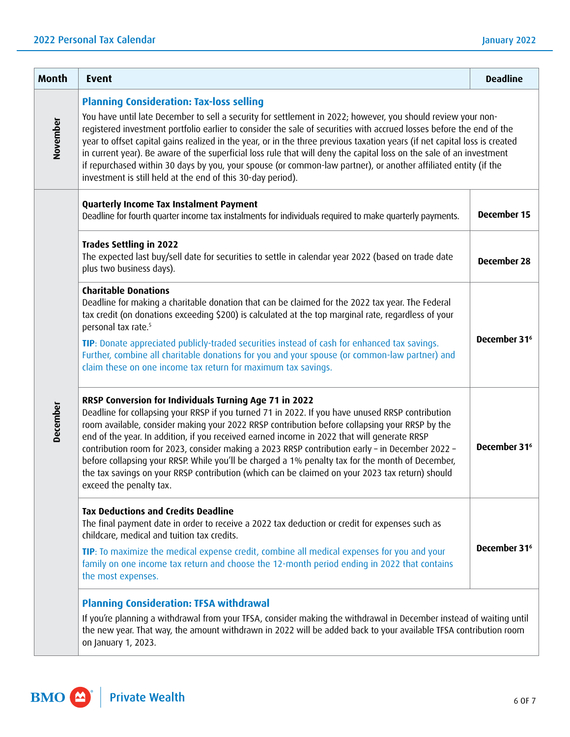| Month | Event | Deadline |
| --- | --- | --- |
| November | **Planning Consideration: Tax-loss selling**<br>You have until late December to sell a security for settlement in 2022; however, you should review your non-registered investment portfolio earlier to consider the sale of securities with accrued losses before the end of the year to offset capital gains realized in the year, or in the three previous taxation years (if net capital loss is created in current year). Be aware of the superficial loss rule that will deny the capital loss on the sale of an investment if repurchased within 30 days by you, your spouse (or common-law partner), or another affiliated entity (if the investment is still held at the end of this 30-day period). | |
| December | **Quarterly Income Tax Instalment Payment**<br>Deadline for fourth quarter income tax instalments for individuals required to make quarterly payments. | **December 15** |
| | **Trades Settling in 2022**<br>The expected last buy/sell date for securities to settle in calendar year 2022 (based on trade date plus two business days). | **December 28** |
| | **Charitable Donations**<br>Deadline for making a charitable donation that can be claimed for the 2022 tax year. The Federal tax credit (on donations exceeding $200) is calculated at the top marginal rate, regardless of your personal tax rate.[5]<br>**TIP**: Donate appreciated publicly-traded securities instead of cash for enhanced tax savings. Further, combine all charitable donations for you and your spouse (or common-law partner) and claim these on one income tax return for maximum tax savings. | **December 31[6]** |
| | **RRSP Conversion for Individuals Turning Age 71 in 2022**<br>Deadline for collapsing your RRSP if you turned 71 in 2022. If you have unused RRSP contribution room available, consider making your 2022 RRSP contribution before collapsing your RRSP by the end of the year. In addition, if you received earned income in 2022 that will generate RRSP contribution room for 2023, consider making a 2023 RRSP contribution early – in December 2022 – before collapsing your RRSP. While you'll be charged a 1% penalty tax for the month of December, the tax savings on your RRSP contribution (which can be claimed on your 2023 tax return) should exceed the penalty tax. | **December 31[6]** |
| | **Tax Deductions and Credits Deadline**<br>The final payment date in order to receive a 2022 tax deduction or credit for expenses such as childcare, medical and tuition tax credits.<br>**TIP**: To maximize the medical expense credit, combine all medical expenses for you and your family on one income tax return and choose the 12-month period ending in 2022 that contains the most expenses. | **December 31[6]** |
| | **Planning Consideration: TFSA withdrawal**<br>If you're planning a withdrawal from your TFSA, consider making the withdrawal in December instead of waiting until the new year. That way, the amount withdrawn in 2022 will be added back to your available TFSA contribution room on January 1, 2023. | |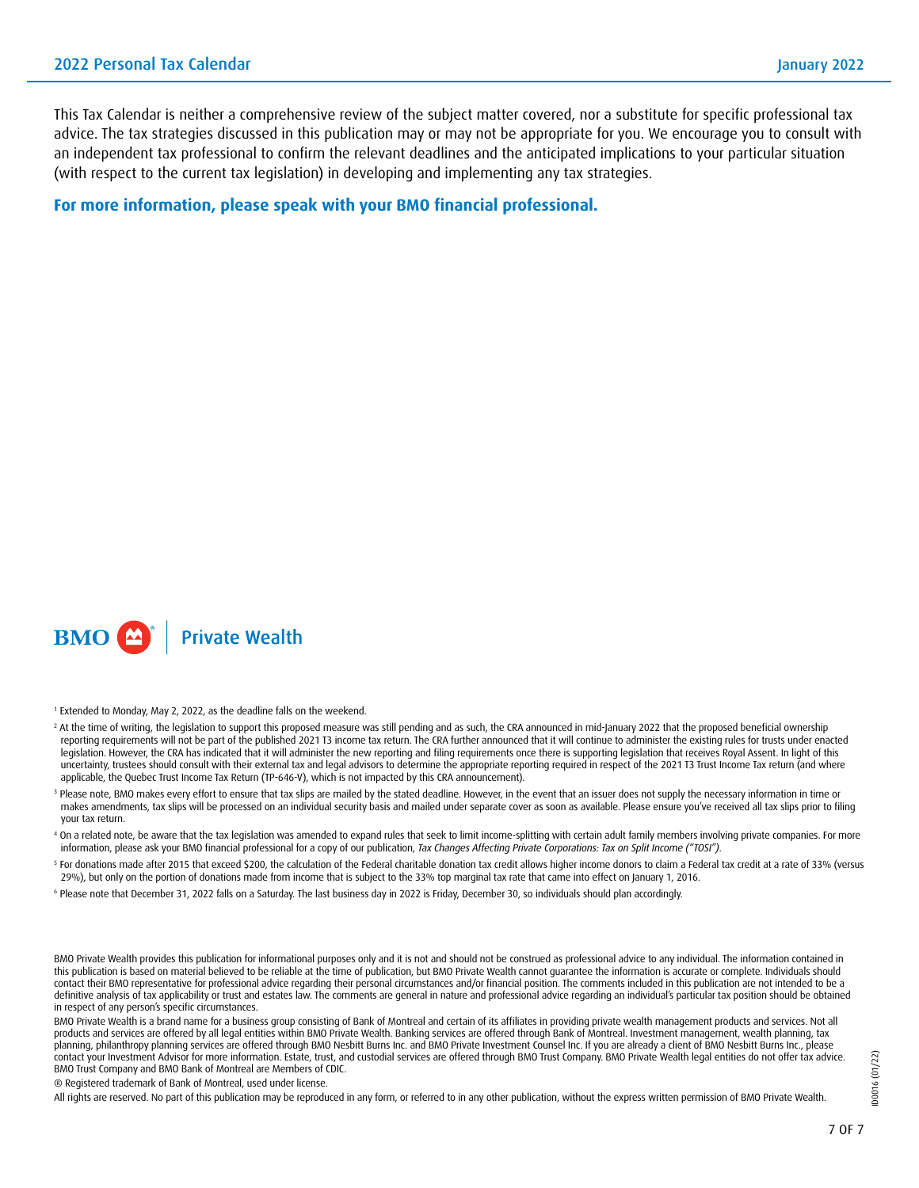This Tax Calendar is neither a comprehensive review of the subject matter covered, nor a substitute for specific professional tax advice. The tax strategies discussed in this publication may or may not be appropriate for you. We encourage you to consult with an independent tax professional to confirm the relevant deadlines and the anticipated implications to your particular situation (with respect to the current tax legislation) in developing and implementing any tax strategies.

**For more information, please speak with your BMO financial professional.**

BMO | Private Wealth

[1] Extended to Monday, May 2, 2022, as the deadline falls on the weekend.

[2] At the time of writing, the legislation to support this proposed measure was still pending and as such, the CRA announced in mid-January 2022 that the proposed beneficial ownership reporting requirements will not be part of the published 2021 T3 income tax return. The CRA further announced that it will continue to administer the existing rules for trusts under enacted legislation. However, the CRA has indicated that it will administer the new reporting and filing requirements once there is supporting legislation that receives Royal Assent. In light of this uncertainty, trustees should consult with their external tax and legal advisors to determine the appropriate reporting required in respect of the 2021 T3 Trust Income Tax return (and where applicable, the Quebec Trust Income Tax Return (TP-646-V), which is not impacted by this CRA announcement).

[3] Please note, BMO makes every effort to ensure that tax slips are mailed by the stated deadline. However, in the event that an issuer does not supply the necessary information in time or makes amendments, tax slips will be processed on an individual security basis and mailed under separate cover as soon as available. Please ensure you've received all tax slips prior to filing your tax return.

[4] On a related note, be aware that the tax legislation was amended to expand rules that seek to limit income-splitting with certain adult family members involving private companies. For more information, please ask your BMO financial professional for a copy of our publication, *Tax Changes Affecting Private Corporations: Tax on Split Income ("TOSI")*.

[5] For donations made after 2015 that exceed $200, the calculation of the Federal charitable donation tax credit allows higher income donors to claim a Federal tax credit at a rate of 33% (versus 29%), but only on the portion of donations made from income that is subject to the 33% top marginal tax rate that came into effect on January 1, 2016.

[6] Please note that December 31, 2022 falls on a Saturday. The last business day in 2022 is Friday, December 30, so individuals should plan accordingly.

BMO Private Wealth provides this publication for informational purposes only and it is not and should not be construed as professional advice to any individual. The information contained in this publication is based on material believed to be reliable at the time of publication, but BMO Private Wealth cannot guarantee the information is accurate or complete. Individuals should contact their BMO representative for professional advice regarding their personal circumstances and/or financial position. The comments included in this publication are not intended to be a definitive analysis of tax applicability or trust and estates law. The comments are general in nature and professional advice regarding an individual's particular tax position should be obtained in respect of any person's specific circumstances.

BMO Private Wealth is a brand name for a business group consisting of Bank of Montreal and certain of its affiliates in providing private wealth management products and services. Not all products and services are offered by all legal entities within BMO Private Wealth. Banking services are offered through Bank of Montreal. Investment management, wealth planning, tax planning, philanthropy planning services are offered through BMO Nesbitt Burns Inc. and BMO Private Investment Counsel Inc. If you are already a client of BMO Nesbitt Burns Inc., please contact your Investment Advisor for more information. Estate, trust, and custodial services are offered through BMO Trust Company. BMO Private Wealth legal entities do not offer tax advice. BMO Trust Company and BMO Bank of Montreal are Members of CDIC.

® Registered trademark of Bank of Montreal, used under license.

All rights are reserved. No part of this publication may be reproduced in any form, or referred to in any other publication, without the express written permission of BMO Private Wealth.

ID0016 (01/22)